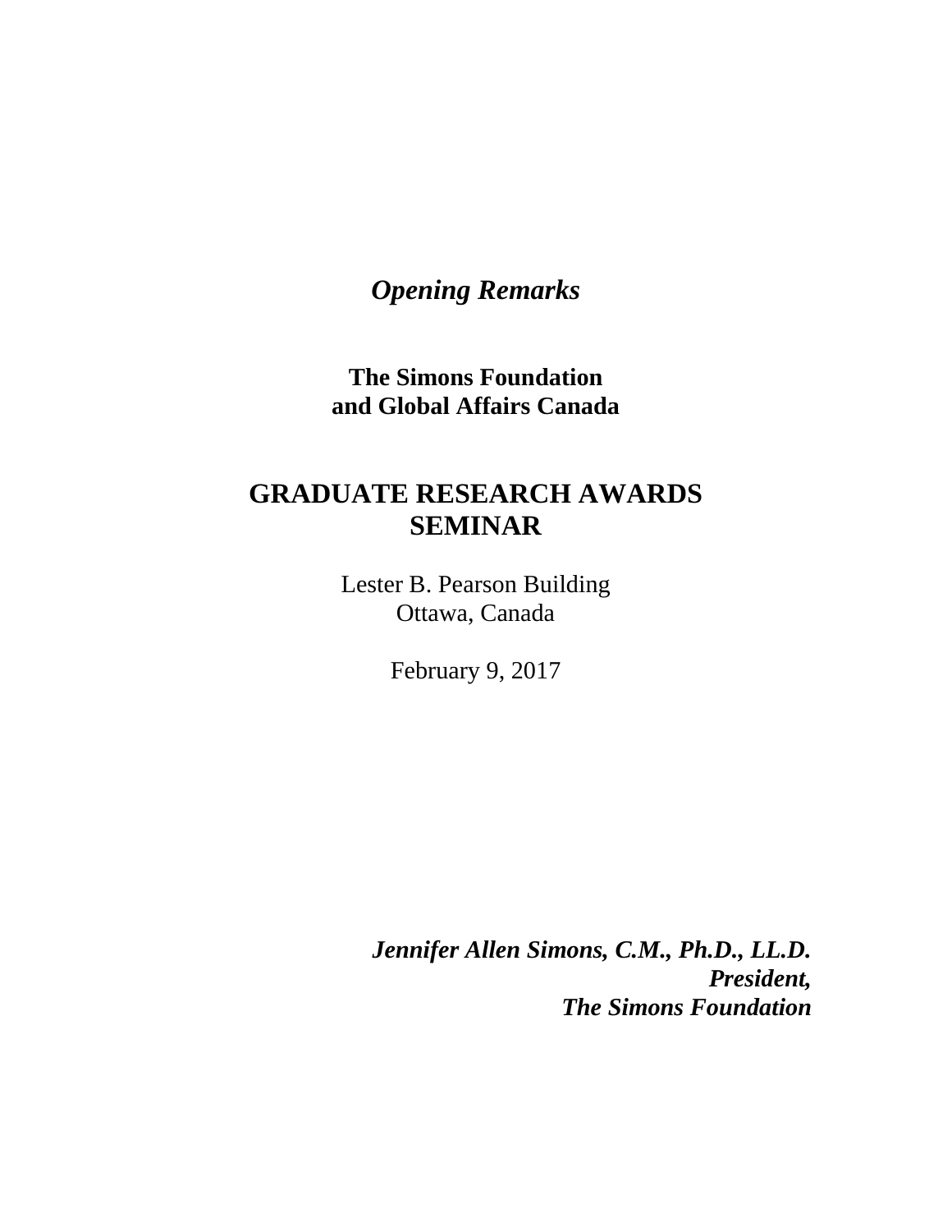*Opening Remarks*

**The Simons Foundation**
**and Global Affairs Canada**

# GRADUATE RESEARCH AWARDS SEMINAR

Lester B. Pearson Building
Ottawa, Canada

February 9, 2017

***Jennifer Allen Simons, C.M., Ph.D., LL.D.***
***President,***
***The Simons Foundation***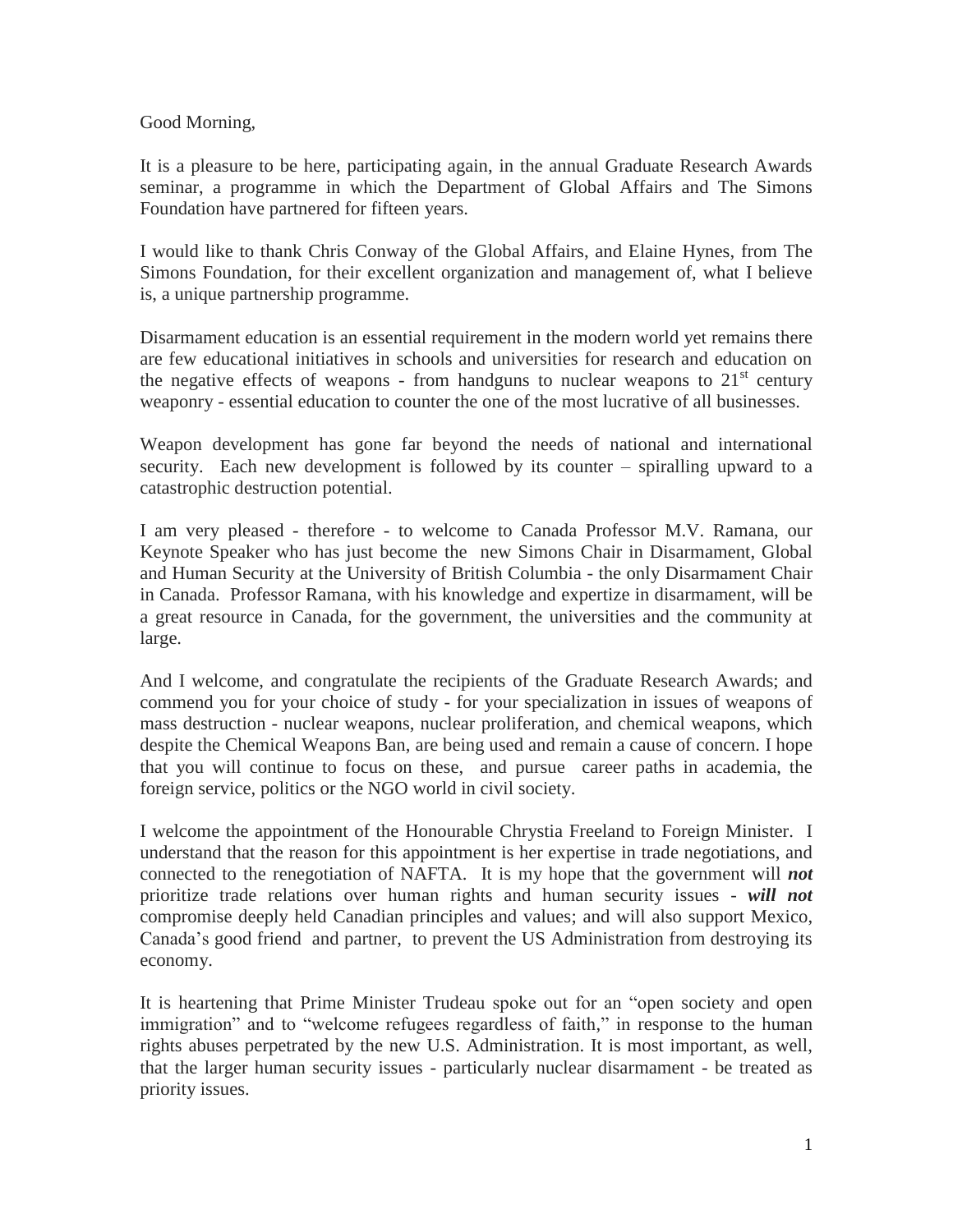Good Morning,

It is a pleasure to be here, participating again, in the annual Graduate Research Awards seminar, a programme in which the Department of Global Affairs and The Simons Foundation have partnered for fifteen years.

I would like to thank Chris Conway of the Global Affairs, and Elaine Hynes, from The Simons Foundation, for their excellent organization and management of, what I believe is, a unique partnership programme.

Disarmament education is an essential requirement in the modern world yet remains there are few educational initiatives in schools and universities for research and education on the negative effects of weapons - from handguns to nuclear weapons to 21st century weaponry - essential education to counter the one of the most lucrative of all businesses.

Weapon development has gone far beyond the needs of national and international security. Each new development is followed by its counter – spiralling upward to a catastrophic destruction potential.

I am very pleased - therefore - to welcome to Canada Professor M.V. Ramana, our Keynote Speaker who has just become the new Simons Chair in Disarmament, Global and Human Security at the University of British Columbia - the only Disarmament Chair in Canada. Professor Ramana, with his knowledge and expertize in disarmament, will be a great resource in Canada, for the government, the universities and the community at large.

And I welcome, and congratulate the recipients of the Graduate Research Awards; and commend you for your choice of study - for your specialization in issues of weapons of mass destruction - nuclear weapons, nuclear proliferation, and chemical weapons, which despite the Chemical Weapons Ban, are being used and remain a cause of concern. I hope that you will continue to focus on these, and pursue career paths in academia, the foreign service, politics or the NGO world in civil society.

I welcome the appointment of the Honourable Chrystia Freeland to Foreign Minister. I understand that the reason for this appointment is her expertise in trade negotiations, and connected to the renegotiation of NAFTA. It is my hope that the government will ***not*** prioritize trade relations over human rights and human security issues - ***will not*** compromise deeply held Canadian principles and values; and will also support Mexico, Canada's good friend and partner, to prevent the US Administration from destroying its economy.

It is heartening that Prime Minister Trudeau spoke out for an "open society and open immigration" and to "welcome refugees regardless of faith," in response to the human rights abuses perpetrated by the new U.S. Administration. It is most important, as well, that the larger human security issues - particularly nuclear disarmament - be treated as priority issues.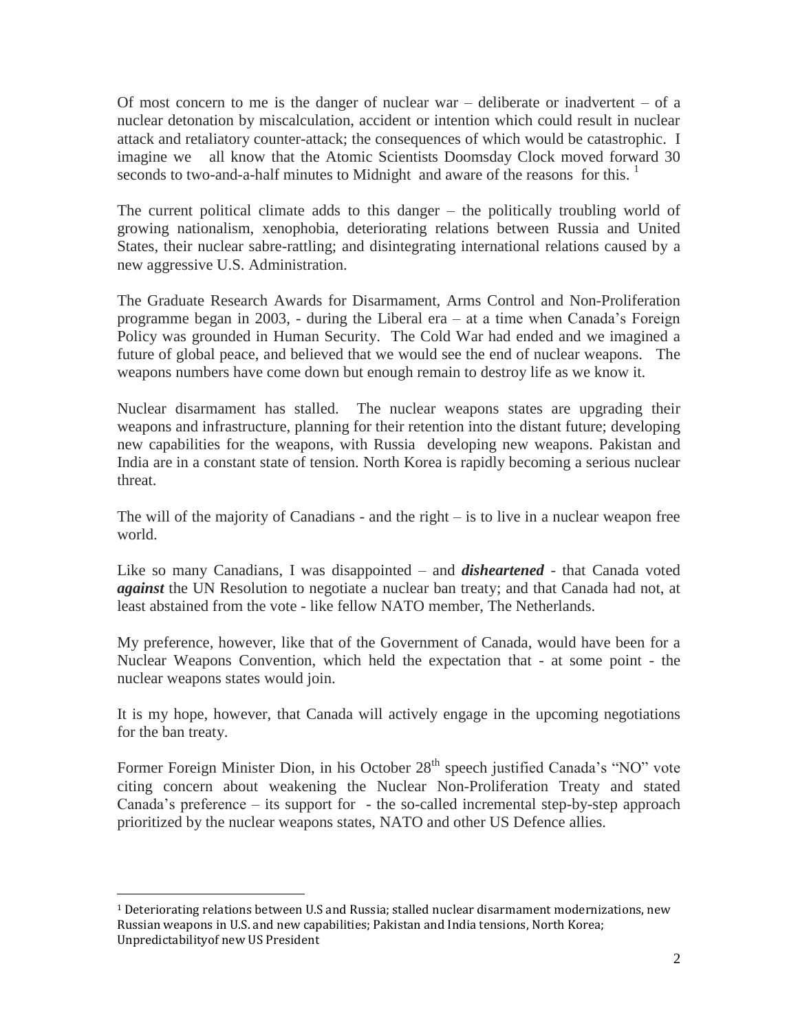Of most concern to me is the danger of nuclear war – deliberate or inadvertent – of a nuclear detonation by miscalculation, accident or intention which could result in nuclear attack and retaliatory counter-attack; the consequences of which would be catastrophic. I imagine we all know that the Atomic Scientists Doomsday Clock moved forward 30 seconds to two-and-a-half minutes to Midnight and aware of the reasons for this. [1]

The current political climate adds to this danger – the politically troubling world of growing nationalism, xenophobia, deteriorating relations between Russia and United States, their nuclear sabre-rattling; and disintegrating international relations caused by a new aggressive U.S. Administration.

The Graduate Research Awards for Disarmament, Arms Control and Non-Proliferation programme began in 2003, - during the Liberal era – at a time when Canada's Foreign Policy was grounded in Human Security. The Cold War had ended and we imagined a future of global peace, and believed that we would see the end of nuclear weapons. The weapons numbers have come down but enough remain to destroy life as we know it.

Nuclear disarmament has stalled. The nuclear weapons states are upgrading their weapons and infrastructure, planning for their retention into the distant future; developing new capabilities for the weapons, with Russia developing new weapons. Pakistan and India are in a constant state of tension. North Korea is rapidly becoming a serious nuclear threat.

The will of the majority of Canadians - and the right – is to live in a nuclear weapon free world.

Like so many Canadians, I was disappointed – and ***disheartened*** - that Canada voted ***against*** the UN Resolution to negotiate a nuclear ban treaty; and that Canada had not, at least abstained from the vote - like fellow NATO member, The Netherlands.

My preference, however, like that of the Government of Canada, would have been for a Nuclear Weapons Convention, which held the expectation that - at some point - the nuclear weapons states would join.

It is my hope, however, that Canada will actively engage in the upcoming negotiations for the ban treaty.

Former Foreign Minister Dion, in his October 28th speech justified Canada's "NO" vote citing concern about weakening the Nuclear Non-Proliferation Treaty and stated Canada's preference – its support for - the so-called incremental step-by-step approach prioritized by the nuclear weapons states, NATO and other US Defence allies.

---

[1] Deteriorating relations between U.S and Russia; stalled nuclear disarmament modernizations, new Russian weapons in U.S. and new capabilities; Pakistan and India tensions, North Korea; Unpredictabilityof new US President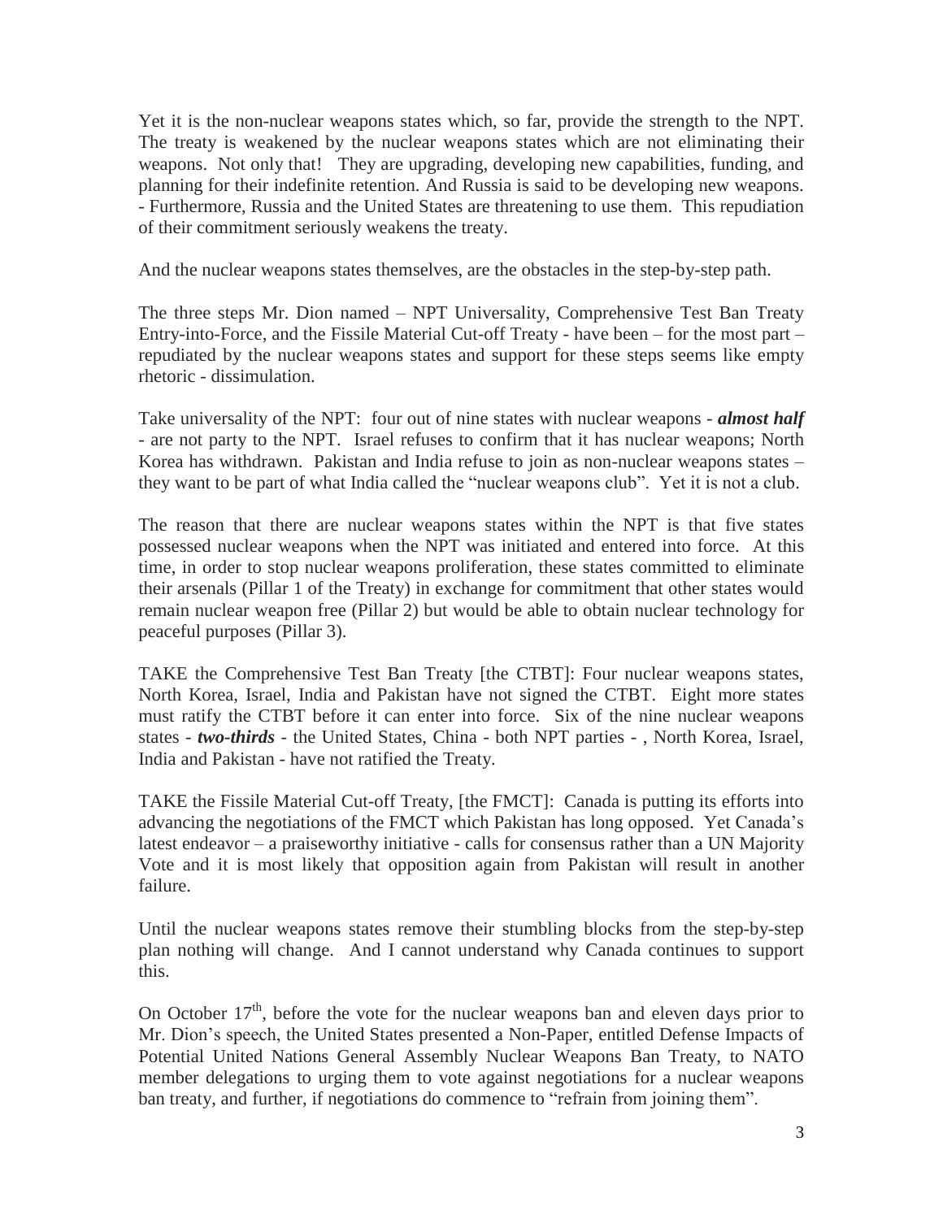Yet it is the non-nuclear weapons states which, so far, provide the strength to the NPT. The treaty is weakened by the nuclear weapons states which are not eliminating their weapons. Not only that! They are upgrading, developing new capabilities, funding, and planning for their indefinite retention. And Russia is said to be developing new weapons. - Furthermore, Russia and the United States are threatening to use them. This repudiation of their commitment seriously weakens the treaty.

And the nuclear weapons states themselves, are the obstacles in the step-by-step path.

The three steps Mr. Dion named – NPT Universality, Comprehensive Test Ban Treaty Entry-into-Force, and the Fissile Material Cut-off Treaty - have been – for the most part – repudiated by the nuclear weapons states and support for these steps seems like empty rhetoric - dissimulation.

Take universality of the NPT: four out of nine states with nuclear weapons - ***almost half*** - are not party to the NPT. Israel refuses to confirm that it has nuclear weapons; North Korea has withdrawn. Pakistan and India refuse to join as non-nuclear weapons states – they want to be part of what India called the "nuclear weapons club". Yet it is not a club.

The reason that there are nuclear weapons states within the NPT is that five states possessed nuclear weapons when the NPT was initiated and entered into force. At this time, in order to stop nuclear weapons proliferation, these states committed to eliminate their arsenals (Pillar 1 of the Treaty) in exchange for commitment that other states would remain nuclear weapon free (Pillar 2) but would be able to obtain nuclear technology for peaceful purposes (Pillar 3).

TAKE the Comprehensive Test Ban Treaty [the CTBT]: Four nuclear weapons states, North Korea, Israel, India and Pakistan have not signed the CTBT. Eight more states must ratify the CTBT before it can enter into force. Six of the nine nuclear weapons states - ***two-thirds*** - the United States, China - both NPT parties - , North Korea, Israel, India and Pakistan - have not ratified the Treaty.

TAKE the Fissile Material Cut-off Treaty, [the FMCT]: Canada is putting its efforts into advancing the negotiations of the FMCT which Pakistan has long opposed. Yet Canada's latest endeavor – a praiseworthy initiative - calls for consensus rather than a UN Majority Vote and it is most likely that opposition again from Pakistan will result in another failure.

Until the nuclear weapons states remove their stumbling blocks from the step-by-step plan nothing will change. And I cannot understand why Canada continues to support this.

On October 17th, before the vote for the nuclear weapons ban and eleven days prior to Mr. Dion's speech, the United States presented a Non-Paper, entitled Defense Impacts of Potential United Nations General Assembly Nuclear Weapons Ban Treaty, to NATO member delegations to urging them to vote against negotiations for a nuclear weapons ban treaty, and further, if negotiations do commence to "refrain from joining them".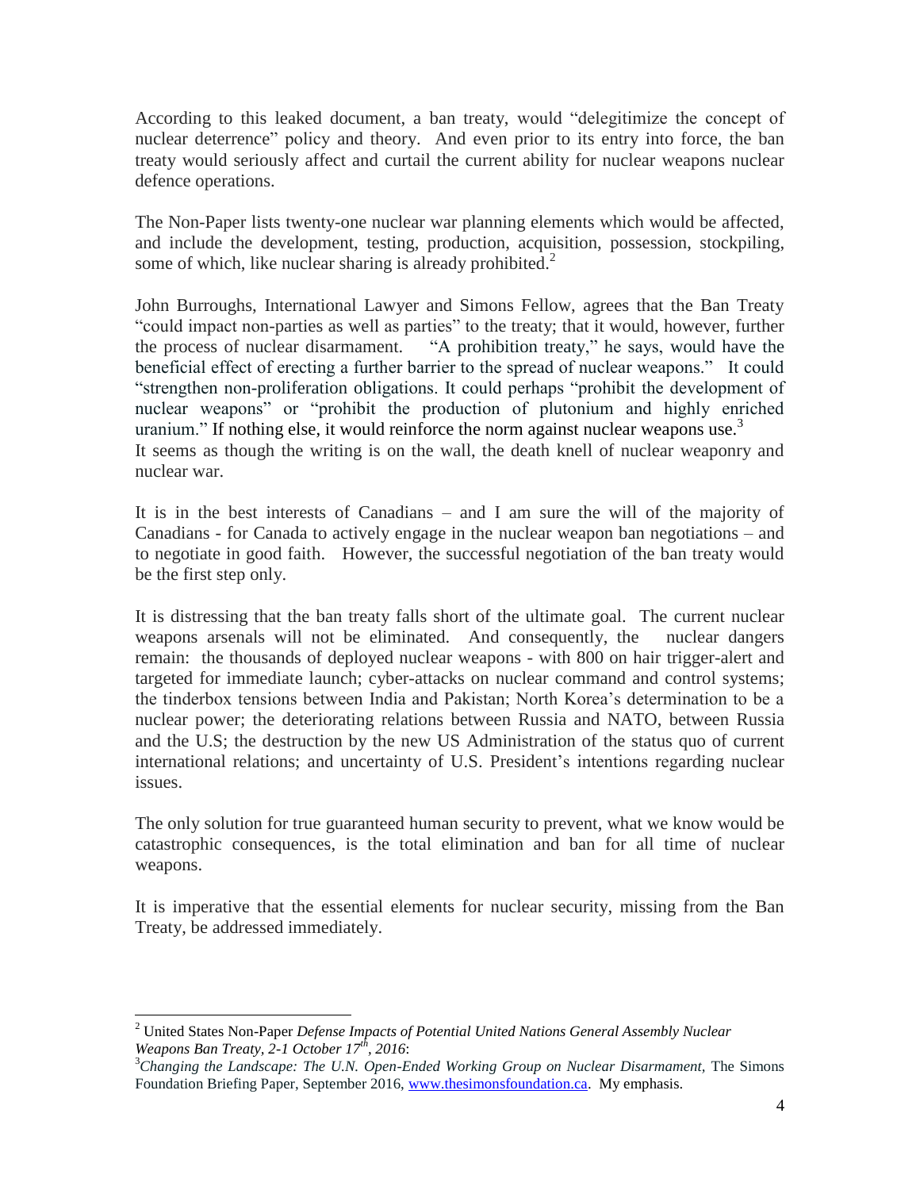According to this leaked document, a ban treaty, would "delegitimize the concept of nuclear deterrence" policy and theory. And even prior to its entry into force, the ban treaty would seriously affect and curtail the current ability for nuclear weapons nuclear defence operations.

The Non-Paper lists twenty-one nuclear war planning elements which would be affected, and include the development, testing, production, acquisition, possession, stockpiling, some of which, like nuclear sharing is already prohibited.[2]

John Burroughs, International Lawyer and Simons Fellow, agrees that the Ban Treaty "could impact non-parties as well as parties" to the treaty; that it would, however, further the process of nuclear disarmament. "A prohibition treaty," he says, would have the beneficial effect of erecting a further barrier to the spread of nuclear weapons." It could "strengthen non-proliferation obligations. It could perhaps "prohibit the development of nuclear weapons" or "prohibit the production of plutonium and highly enriched uranium." If nothing else, it would reinforce the norm against nuclear weapons use.[3]
It seems as though the writing is on the wall, the death knell of nuclear weaponry and nuclear war.

It is in the best interests of Canadians – and I am sure the will of the majority of Canadians - for Canada to actively engage in the nuclear weapon ban negotiations – and to negotiate in good faith. However, the successful negotiation of the ban treaty would be the first step only.

It is distressing that the ban treaty falls short of the ultimate goal. The current nuclear weapons arsenals will not be eliminated. And consequently, the nuclear dangers remain: the thousands of deployed nuclear weapons - with 800 on hair trigger-alert and targeted for immediate launch; cyber-attacks on nuclear command and control systems; the tinderbox tensions between India and Pakistan; North Korea's determination to be a nuclear power; the deteriorating relations between Russia and NATO, between Russia and the U.S; the destruction by the new US Administration of the status quo of current international relations; and uncertainty of U.S. President's intentions regarding nuclear issues.

The only solution for true guaranteed human security to prevent, what we know would be catastrophic consequences, is the total elimination and ban for all time of nuclear weapons.

It is imperative that the essential elements for nuclear security, missing from the Ban Treaty, be addressed immediately.

---

[2] United States Non-Paper *Defense Impacts of Potential United Nations General Assembly Nuclear Weapons Ban Treaty, 2-1 October 17th, 2016*:

[3] *Changing the Landscape: The U.N. Open-Ended Working Group on Nuclear Disarmament,* The Simons Foundation Briefing Paper, September 2016, www.thesimonsfoundation.ca. My emphasis.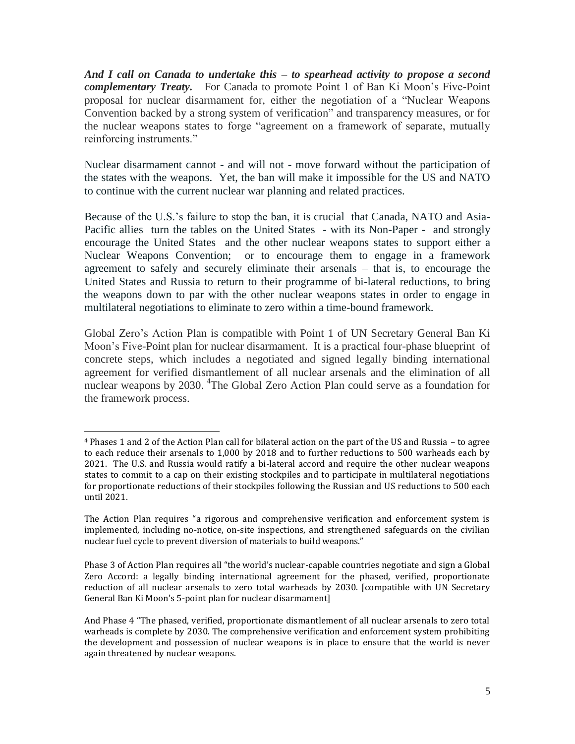***And I call on Canada to undertake this – to spearhead activity to propose a second complementary Treaty.*** For Canada to promote Point 1 of Ban Ki Moon's Five-Point proposal for nuclear disarmament for, either the negotiation of a "Nuclear Weapons Convention backed by a strong system of verification" and transparency measures, or for the nuclear weapons states to forge "agreement on a framework of separate, mutually reinforcing instruments."

Nuclear disarmament cannot - and will not - move forward without the participation of the states with the weapons. Yet, the ban will make it impossible for the US and NATO to continue with the current nuclear war planning and related practices.

Because of the U.S.'s failure to stop the ban, it is crucial that Canada, NATO and Asia-Pacific allies turn the tables on the United States - with its Non-Paper - and strongly encourage the United States and the other nuclear weapons states to support either a Nuclear Weapons Convention; or to encourage them to engage in a framework agreement to safely and securely eliminate their arsenals – that is, to encourage the United States and Russia to return to their programme of bi-lateral reductions, to bring the weapons down to par with the other nuclear weapons states in order to engage in multilateral negotiations to eliminate to zero within a time-bound framework.

Global Zero's Action Plan is compatible with Point 1 of UN Secretary General Ban Ki Moon's Five-Point plan for nuclear disarmament. It is a practical four-phase blueprint of concrete steps, which includes a negotiated and signed legally binding international agreement for verified dismantlement of all nuclear arsenals and the elimination of all nuclear weapons by 2030. [4]The Global Zero Action Plan could serve as a foundation for the framework process.

---

[4] Phases 1 and 2 of the Action Plan call for bilateral action on the part of the US and Russia – to agree to each reduce their arsenals to 1,000 by 2018 and to further reductions to 500 warheads each by 2021. The U.S. and Russia would ratify a bi-lateral accord and require the other nuclear weapons states to commit to a cap on their existing stockpiles and to participate in multilateral negotiations for proportionate reductions of their stockpiles following the Russian and US reductions to 500 each until 2021.

The Action Plan requires "a rigorous and comprehensive verification and enforcement system is implemented, including no-notice, on-site inspections, and strengthened safeguards on the civilian nuclear fuel cycle to prevent diversion of materials to build weapons."

Phase 3 of Action Plan requires all "the world's nuclear-capable countries negotiate and sign a Global Zero Accord: a legally binding international agreement for the phased, verified, proportionate reduction of all nuclear arsenals to zero total warheads by 2030. [compatible with UN Secretary General Ban Ki Moon's 5-point plan for nuclear disarmament]

And Phase 4 "The phased, verified, proportionate dismantlement of all nuclear arsenals to zero total warheads is complete by 2030. The comprehensive verification and enforcement system prohibiting the development and possession of nuclear weapons is in place to ensure that the world is never again threatened by nuclear weapons.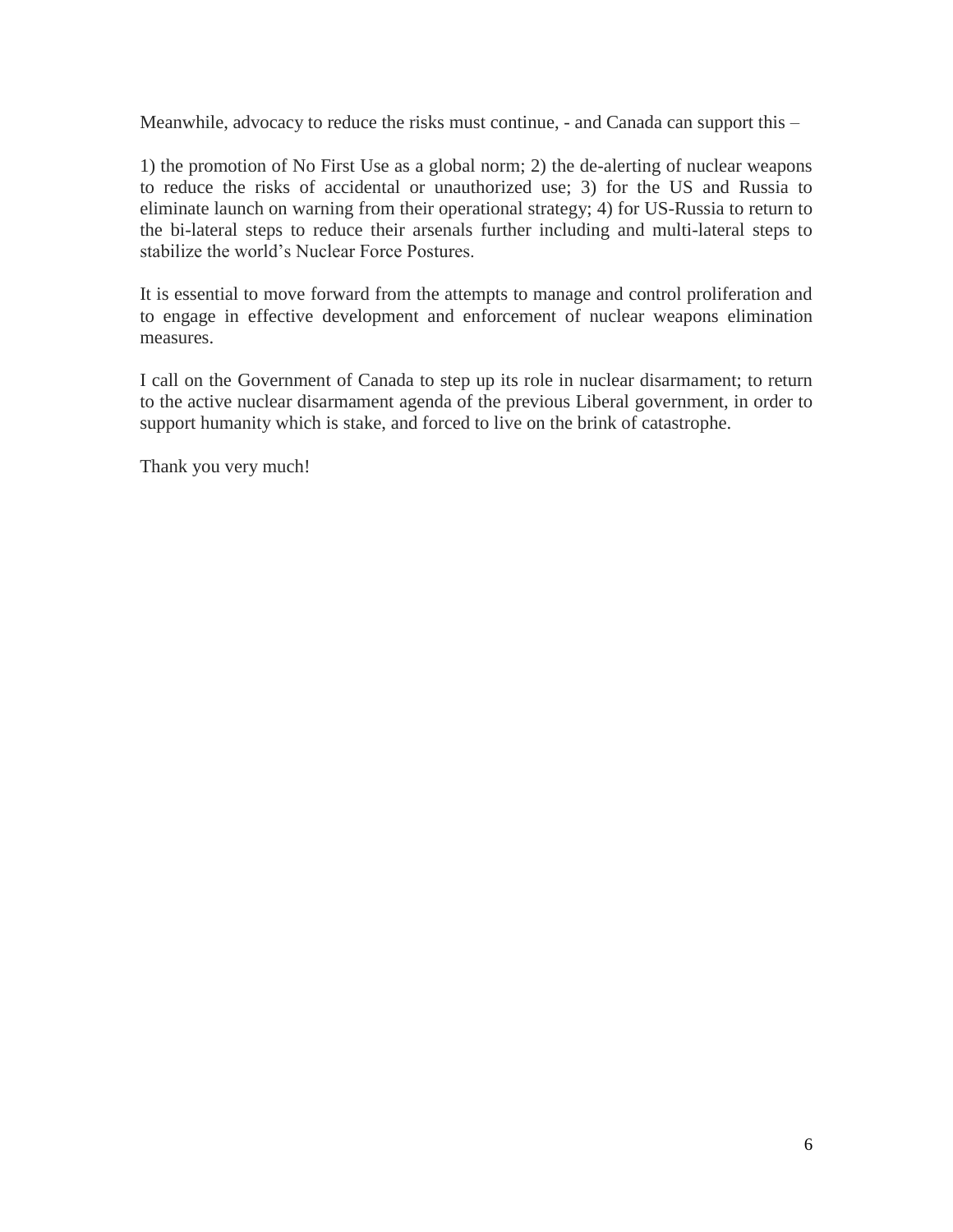Meanwhile, advocacy to reduce the risks must continue, - and Canada can support this –

1) the promotion of No First Use as a global norm; 2) the de-alerting of nuclear weapons to reduce the risks of accidental or unauthorized use; 3) for the US and Russia to eliminate launch on warning from their operational strategy; 4) for US-Russia to return to the bi-lateral steps to reduce their arsenals further including and multi-lateral steps to stabilize the world's Nuclear Force Postures.

It is essential to move forward from the attempts to manage and control proliferation and to engage in effective development and enforcement of nuclear weapons elimination measures.

I call on the Government of Canada to step up its role in nuclear disarmament; to return to the active nuclear disarmament agenda of the previous Liberal government, in order to support humanity which is stake, and forced to live on the brink of catastrophe.

Thank you very much!